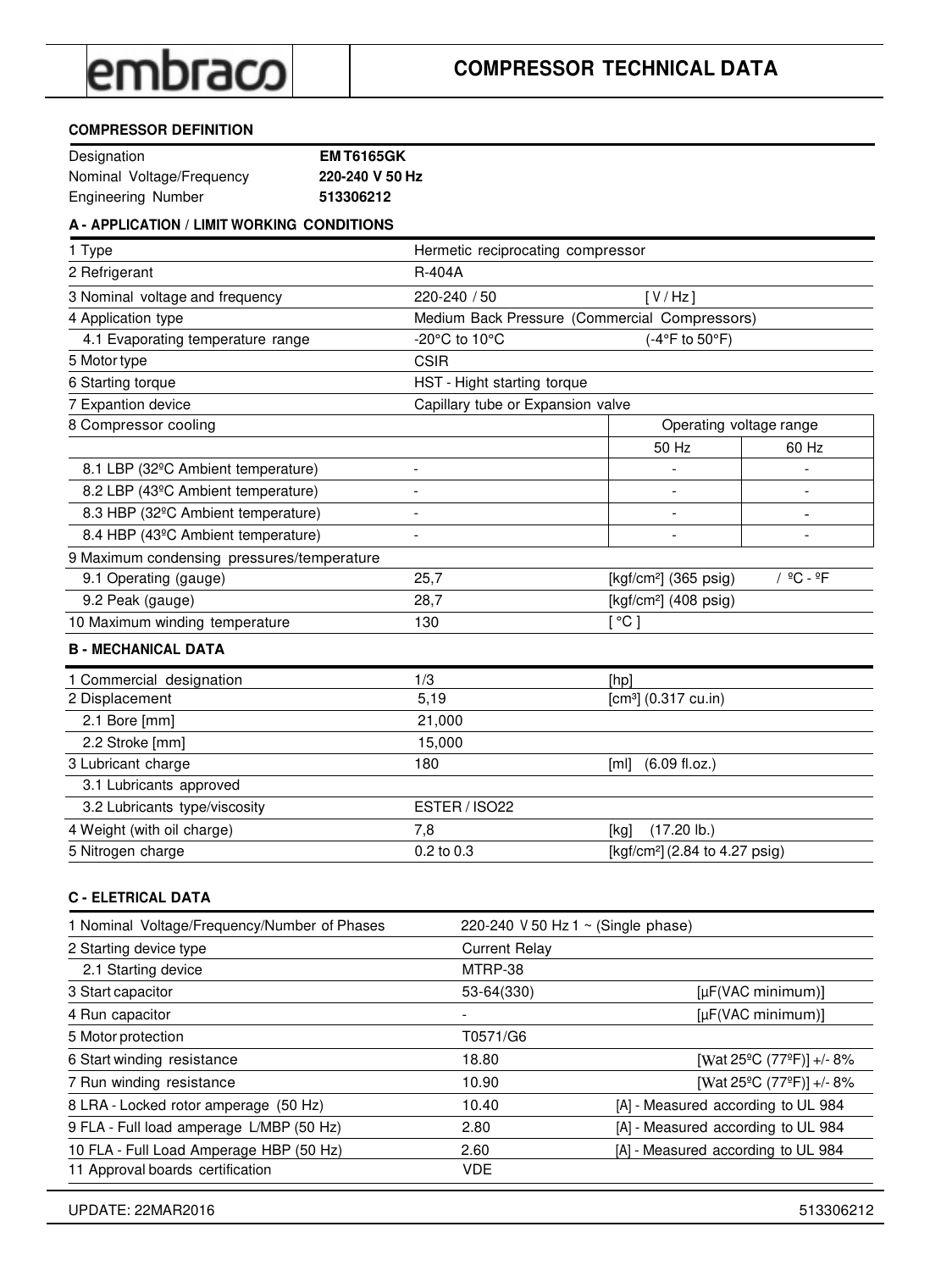embraco

# COMPRESSOR TECHNICAL DATA

### COMPRESSOR DEFINITION

| | |
|---|---|
| Designation | **EM T6165GK** |
| Nominal Voltage/Frequency | **220-240 V 50 Hz** |
| Engineering Number | **513306212** |

### A - APPLICATION / LIMIT WORKING CONDITIONS

| | | | |
|---|---|---|---|
| 1 Type | Hermetic reciprocating compressor | | |
| 2 Refrigerant | R-404A | | |
| 3 Nominal voltage and frequency | 220-240 / 50 | [ V / Hz ] | |
| 4 Application type | Medium Back Pressure (Commercial Compressors) | | |
| 4.1 Evaporating temperature range | -20°C to 10°C | (-4°F to 50°F) | |
| 5 Motor type | CSIR | | |
| 6 Starting torque | HST - Hight starting torque | | |
| 7 Expantion device | Capillary tube or Expansion valve | | |
| 8 Compressor cooling | | Operating voltage range | |
| | | 50 Hz | 60 Hz |
| 8.1 LBP (32ºC Ambient temperature) | - | - | - |
| 8.2 LBP (43ºC Ambient temperature) | - | - | - |
| 8.3 HBP (32ºC Ambient temperature) | - | - | - |
| 8.4 HBP (43ºC Ambient temperature) | - | - | - |
| 9 Maximum condensing pressures/temperature | | | |
| 9.1 Operating (gauge) | 25,7 | [kgf/cm²] (365 psig) | / ºC - ºF |
| 9.2 Peak (gauge) | 28,7 | [kgf/cm²] (408 psig) | |
| 10 Maximum winding temperature | 130 | [ °C ] | |

### B - MECHANICAL DATA

| | | |
|---|---|---|
| 1 Commercial designation | 1/3 | [hp] |
| 2 Displacement | 5,19 | [cm³] (0.317 cu.in) |
| 2.1 Bore [mm] | 21,000 | |
| 2.2 Stroke [mm] | 15,000 | |
| 3 Lubricant charge | 180 | [ml] (6.09 fl.oz.) |
| 3.1 Lubricants approved | | |
| 3.2 Lubricants type/viscosity | ESTER / ISO22 | |
| 4 Weight (with oil charge) | 7,8 | [kg] (17.20 lb.) |
| 5 Nitrogen charge | 0.2 to 0.3 | [kgf/cm²] (2.84 to 4.27 psig) |

### C - ELETRICAL DATA

| | | |
|---|---|---|
| 1 Nominal Voltage/Frequency/Number of Phases | 220-240 V 50 Hz 1 ~ (Single phase) | |
| 2 Starting device type | Current Relay | |
| 2.1 Starting device | MTRP-38 | |
| 3 Start capacitor | 53-64(330) | [µF(VAC minimum)] |
| 4 Run capacitor | - | [µF(VAC minimum)] |
| 5 Motor protection | T0571/G6 | |
| 6 Start winding resistance | 18.80 | [Ωat 25ºC (77ºF)] +/- 8% |
| 7 Run winding resistance | 10.90 | [Ωat 25ºC (77ºF)] +/- 8% |
| 8 LRA - Locked rotor amperage (50 Hz) | 10.40 | [A] - Measured according to UL 984 |
| 9 FLA - Full load amperage L/MBP (50 Hz) | 2.80 | [A] - Measured according to UL 984 |
| 10 FLA - Full Load Amperage HBP (50 Hz) | 2.60 | [A] - Measured according to UL 984 |
| 11 Approval boards certification | VDE | |

UPDATE: 22MAR2016 513306212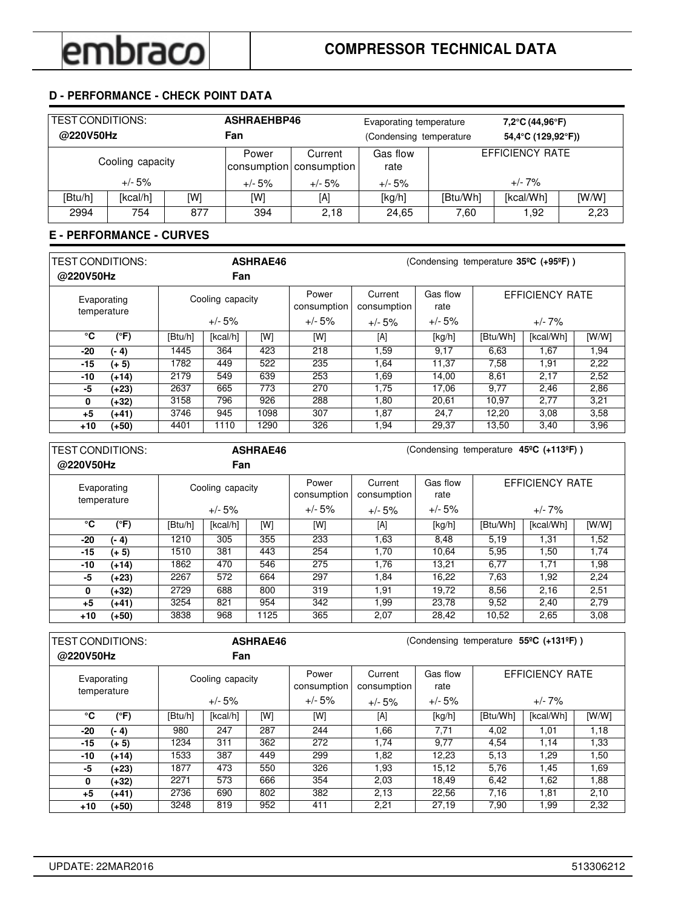## D - PERFORMANCE - CHECK POINT DATA

| TEST CONDITIONS: @220V50Hz | | | ASHRAEHBP46 Fan | | Evaporating temperature (Condensing temperature | | 7,2°C (44,96°F) 54,4°C (129,92°F)) | |
|---|---|---|---|---|---|---|---|---|
| Cooling capacity +/- 5% | | | Power consumption +/- 5% | Current consumption +/- 5% | Gas flow rate +/- 5% | EFFICIENCY RATE +/- 7% | | |
| [Btu/h] | [kcal/h] | [W] | [W] | [A] | [kg/h] | [Btu/Wh] | [kcal/Wh] | [W/W] |
| 2994 | 754 | 877 | 394 | 2,18 | 24,65 | 7,60 | 1,92 | 2,23 |

## E - PERFORMANCE - CURVES

TEST CONDITIONS: @220V50Hz — ASHRAE46 Fan — (Condensing temperature **35ºC (+95ºF)** )

| Evaporating temperature | | Cooling capacity +/- 5% | | | Power consumption +/- 5% | Current consumption +/- 5% | Gas flow rate +/- 5% | EFFICIENCY RATE +/- 7% | | |
|---|---|---|---|---|---|---|---|---|---|---|
| °C | (°F) | [Btu/h] | [kcal/h] | [W] | [W] | [A] | [kg/h] | [Btu/Wh] | [kcal/Wh] | [W/W] |
| -20 | (- 4) | 1445 | 364 | 423 | 218 | 1,59 | 9,17 | 6,63 | 1,67 | 1,94 |
| -15 | (+ 5) | 1782 | 449 | 522 | 235 | 1,64 | 11,37 | 7,58 | 1,91 | 2,22 |
| -10 | (+14) | 2179 | 549 | 639 | 253 | 1,69 | 14,00 | 8,61 | 2,17 | 2,52 |
| -5 | (+23) | 2637 | 665 | 773 | 270 | 1,75 | 17,06 | 9,77 | 2,46 | 2,86 |
| 0 | (+32) | 3158 | 796 | 926 | 288 | 1,80 | 20,61 | 10,97 | 2,77 | 3,21 |
| +5 | (+41) | 3746 | 945 | 1098 | 307 | 1,87 | 24,7 | 12,20 | 3,08 | 3,58 |
| +10 | (+50) | 4401 | 1110 | 1290 | 326 | 1,94 | 29,37 | 13,50 | 3,40 | 3,96 |

TEST CONDITIONS: @220V50Hz — ASHRAE46 Fan — (Condensing temperature **45ºC (+113ºF)** )

| Evaporating temperature | | Cooling capacity +/- 5% | | | Power consumption +/- 5% | Current consumption +/- 5% | Gas flow rate +/- 5% | EFFICIENCY RATE +/- 7% | | |
|---|---|---|---|---|---|---|---|---|---|---|
| °C | (°F) | [Btu/h] | [kcal/h] | [W] | [W] | [A] | [kg/h] | [Btu/Wh] | [kcal/Wh] | [W/W] |
| -20 | (- 4) | 1210 | 305 | 355 | 233 | 1,63 | 8,48 | 5,19 | 1,31 | 1,52 |
| -15 | (+ 5) | 1510 | 381 | 443 | 254 | 1,70 | 10,64 | 5,95 | 1,50 | 1,74 |
| -10 | (+14) | 1862 | 470 | 546 | 275 | 1,76 | 13,21 | 6,77 | 1,71 | 1,98 |
| -5 | (+23) | 2267 | 572 | 664 | 297 | 1,84 | 16,22 | 7,63 | 1,92 | 2,24 |
| 0 | (+32) | 2729 | 688 | 800 | 319 | 1,91 | 19,72 | 8,56 | 2,16 | 2,51 |
| +5 | (+41) | 3254 | 821 | 954 | 342 | 1,99 | 23,78 | 9,52 | 2,40 | 2,79 |
| +10 | (+50) | 3838 | 968 | 1125 | 365 | 2,07 | 28,42 | 10,52 | 2,65 | 3,08 |

TEST CONDITIONS: @220V50Hz — ASHRAE46 Fan — (Condensing temperature **55ºC (+131ºF)** )

| Evaporating temperature | | Cooling capacity +/- 5% | | | Power consumption +/- 5% | Current consumption +/- 5% | Gas flow rate +/- 5% | EFFICIENCY RATE +/- 7% | | |
|---|---|---|---|---|---|---|---|---|---|---|
| °C | (°F) | [Btu/h] | [kcal/h] | [W] | [W] | [A] | [kg/h] | [Btu/Wh] | [kcal/Wh] | [W/W] |
| -20 | (- 4) | 980 | 247 | 287 | 244 | 1,66 | 7,71 | 4,02 | 1,01 | 1,18 |
| -15 | (+ 5) | 1234 | 311 | 362 | 272 | 1,74 | 9,77 | 4,54 | 1,14 | 1,33 |
| -10 | (+14) | 1533 | 387 | 449 | 299 | 1,82 | 12,23 | 5,13 | 1,29 | 1,50 |
| -5 | (+23) | 1877 | 473 | 550 | 326 | 1,93 | 15,12 | 5,76 | 1,45 | 1,69 |
| 0 | (+32) | 2271 | 573 | 666 | 354 | 2,03 | 18,49 | 6,42 | 1,62 | 1,88 |
| +5 | (+41) | 2736 | 690 | 802 | 382 | 2,13 | 22,56 | 7,16 | 1,81 | 2,10 |
| +10 | (+50) | 3248 | 819 | 952 | 411 | 2,21 | 27,19 | 7,90 | 1,99 | 2,32 |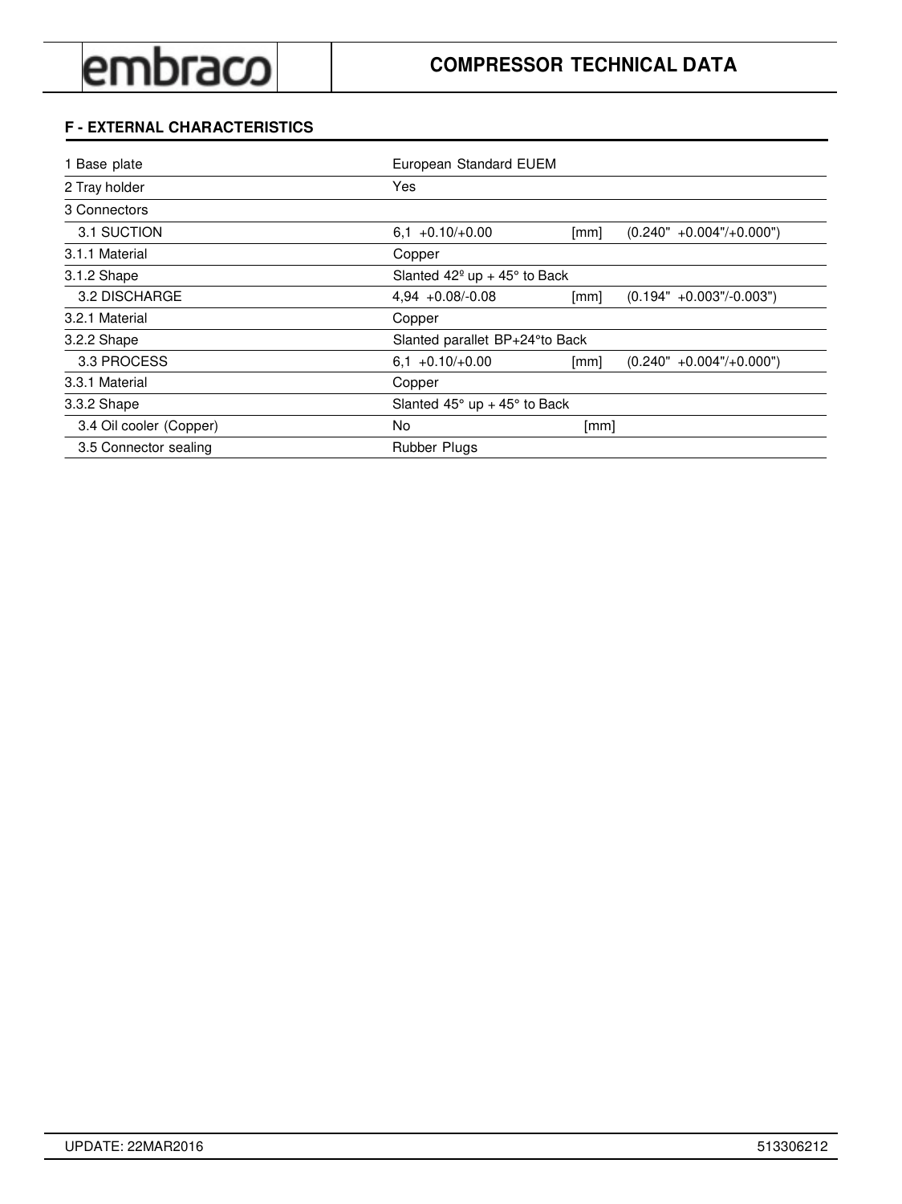## F - EXTERNAL CHARACTERISTICS

| | | | |
|---|---|---|---|
| 1 Base plate | European Standard EUEM | | |
| 2 Tray holder | Yes | | |
| 3 Connectors | | | |
| 3.1 SUCTION | 6,1 +0.10/+0.00 | [mm] | (0.240" +0.004"/+0.000") |
| 3.1.1 Material | Copper | | |
| 3.1.2 Shape | Slanted 42º up + 45° to Back | | |
| 3.2 DISCHARGE | 4,94 +0.08/-0.08 | [mm] | (0.194" +0.003"/-0.003") |
| 3.2.1 Material | Copper | | |
| 3.2.2 Shape | Slanted parallel BP+24°to Back | | |
| 3.3 PROCESS | 6,1 +0.10/+0.00 | [mm] | (0.240" +0.004"/+0.000") |
| 3.3.1 Material | Copper | | |
| 3.3.2 Shape | Slanted 45° up + 45° to Back | | |
| 3.4 Oil cooler (Copper) | No | [mm] | |
| 3.5 Connector sealing | Rubber Plugs | | |

UPDATE: 22MAR2016

513306212